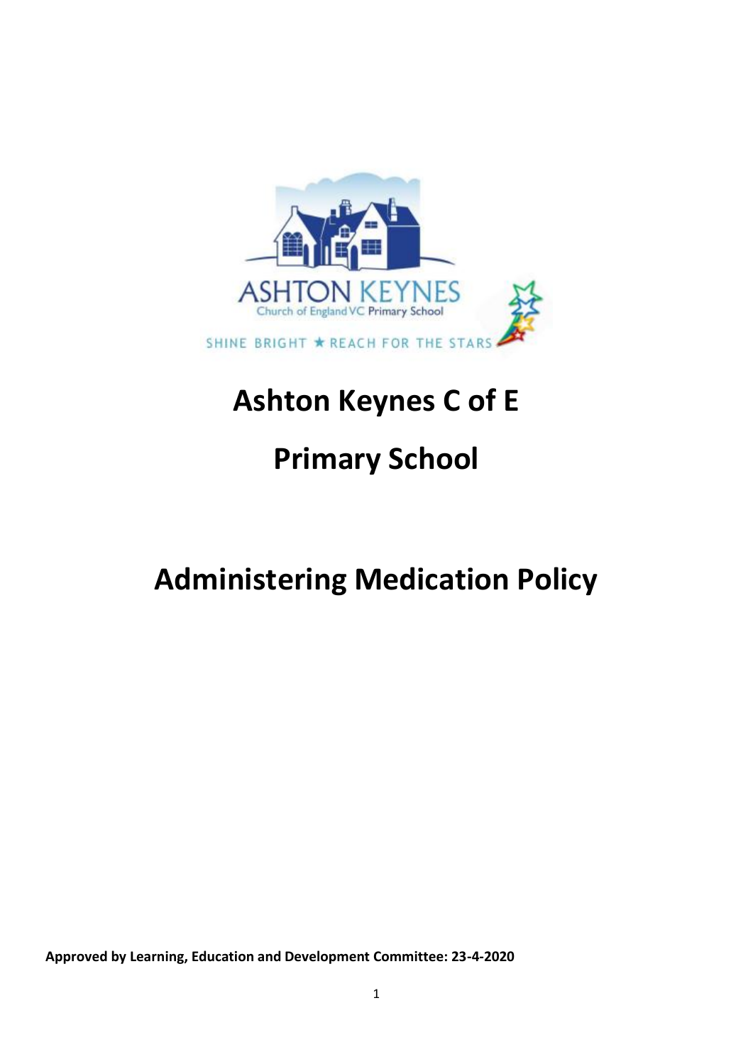# Ashton Keynes C of E

# Primary School

# Administering Medication Policy

**Approved by Learning, Education and Development Committee: 23-4-2020**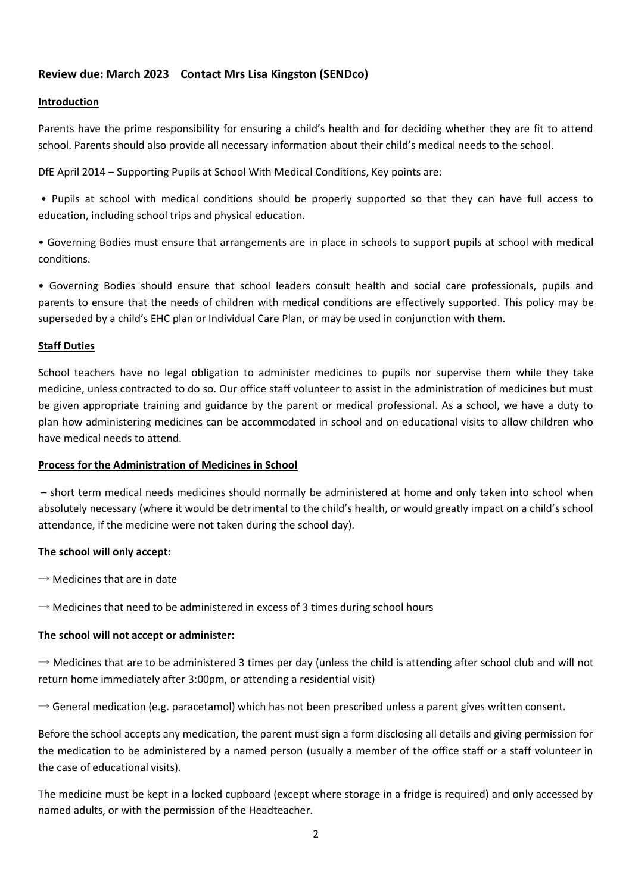**Review due: March 2023    Contact Mrs Lisa Kingston (SENDco)**

**Introduction**

Parents have the prime responsibility for ensuring a child's health and for deciding whether they are fit to attend school. Parents should also provide all necessary information about their child's medical needs to the school.

DfE April 2014 – Supporting Pupils at School With Medical Conditions, Key points are:

- Pupils at school with medical conditions should be properly supported so that they can have full access to education, including school trips and physical education.
- Governing Bodies must ensure that arrangements are in place in schools to support pupils at school with medical conditions.
- Governing Bodies should ensure that school leaders consult health and social care professionals, pupils and parents to ensure that the needs of children with medical conditions are effectively supported. This policy may be superseded by a child's EHC plan or Individual Care Plan, or may be used in conjunction with them.

**Staff Duties**

School teachers have no legal obligation to administer medicines to pupils nor supervise them while they take medicine, unless contracted to do so. Our office staff volunteer to assist in the administration of medicines but must be given appropriate training and guidance by the parent or medical professional. As a school, we have a duty to plan how administering medicines can be accommodated in school and on educational visits to allow children who have medical needs to attend.

**Process for the Administration of Medicines in School**

– short term medical needs medicines should normally be administered at home and only taken into school when absolutely necessary (where it would be detrimental to the child's health, or would greatly impact on a child's school attendance, if the medicine were not taken during the school day).

**The school will only accept:**

→ Medicines that are in date

→ Medicines that need to be administered in excess of 3 times during school hours

**The school will not accept or administer:**

→ Medicines that are to be administered 3 times per day (unless the child is attending after school club and will not return home immediately after 3:00pm, or attending a residential visit)

→ General medication (e.g. paracetamol) which has not been prescribed unless a parent gives written consent.

Before the school accepts any medication, the parent must sign a form disclosing all details and giving permission for the medication to be administered by a named person (usually a member of the office staff or a staff volunteer in the case of educational visits).

The medicine must be kept in a locked cupboard (except where storage in a fridge is required) and only accessed by named adults, or with the permission of the Headteacher.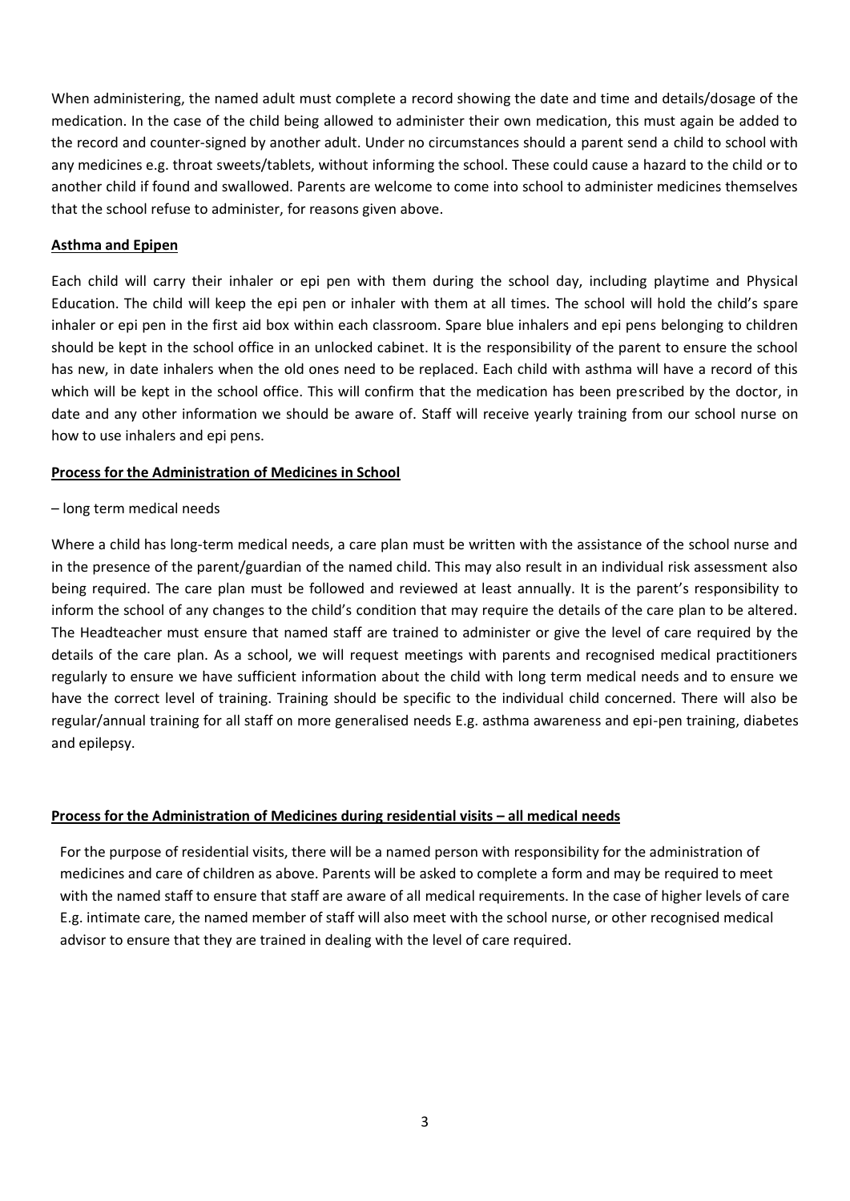When administering, the named adult must complete a record showing the date and time and details/dosage of the medication. In the case of the child being allowed to administer their own medication, this must again be added to the record and counter-signed by another adult. Under no circumstances should a parent send a child to school with any medicines e.g. throat sweets/tablets, without informing the school. These could cause a hazard to the child or to another child if found and swallowed. Parents are welcome to come into school to administer medicines themselves that the school refuse to administer, for reasons given above.

**Asthma and Epipen**

Each child will carry their inhaler or epi pen with them during the school day, including playtime and Physical Education. The child will keep the epi pen or inhaler with them at all times. The school will hold the child's spare inhaler or epi pen in the first aid box within each classroom. Spare blue inhalers and epi pens belonging to children should be kept in the school office in an unlocked cabinet. It is the responsibility of the parent to ensure the school has new, in date inhalers when the old ones need to be replaced. Each child with asthma will have a record of this which will be kept in the school office. This will confirm that the medication has been prescribed by the doctor, in date and any other information we should be aware of. Staff will receive yearly training from our school nurse on how to use inhalers and epi pens.

**Process for the Administration of Medicines in School**

– long term medical needs

Where a child has long-term medical needs, a care plan must be written with the assistance of the school nurse and in the presence of the parent/guardian of the named child. This may also result in an individual risk assessment also being required. The care plan must be followed and reviewed at least annually. It is the parent's responsibility to inform the school of any changes to the child's condition that may require the details of the care plan to be altered. The Headteacher must ensure that named staff are trained to administer or give the level of care required by the details of the care plan. As a school, we will request meetings with parents and recognised medical practitioners regularly to ensure we have sufficient information about the child with long term medical needs and to ensure we have the correct level of training. Training should be specific to the individual child concerned. There will also be regular/annual training for all staff on more generalised needs E.g. asthma awareness and epi-pen training, diabetes and epilepsy.

**Process for the Administration of Medicines during residential visits – all medical needs**

For the purpose of residential visits, there will be a named person with responsibility for the administration of medicines and care of children as above. Parents will be asked to complete a form and may be required to meet with the named staff to ensure that staff are aware of all medical requirements. In the case of higher levels of care E.g. intimate care, the named member of staff will also meet with the school nurse, or other recognised medical advisor to ensure that they are trained in dealing with the level of care required.